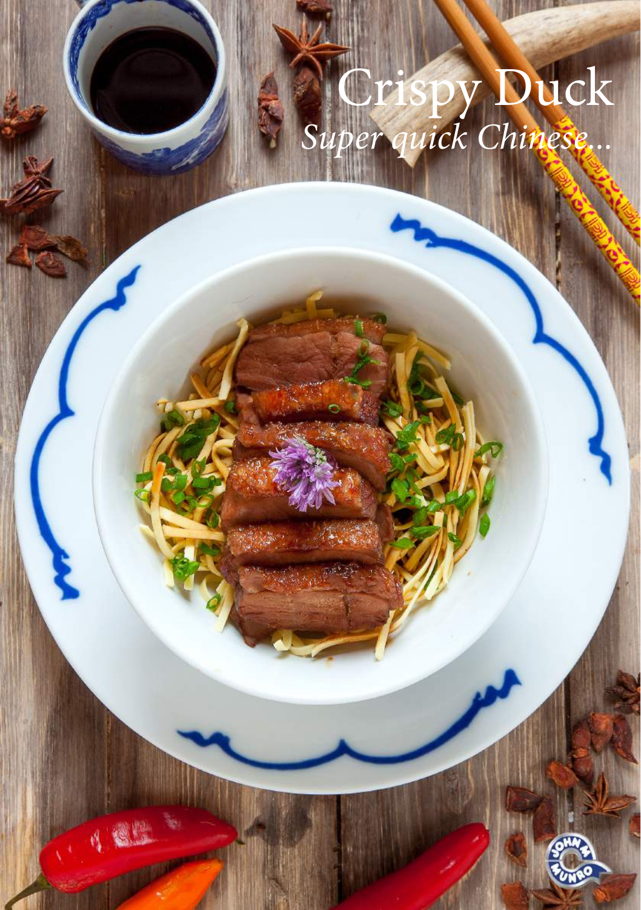# Crispy Duck

*Super quick Chinese...*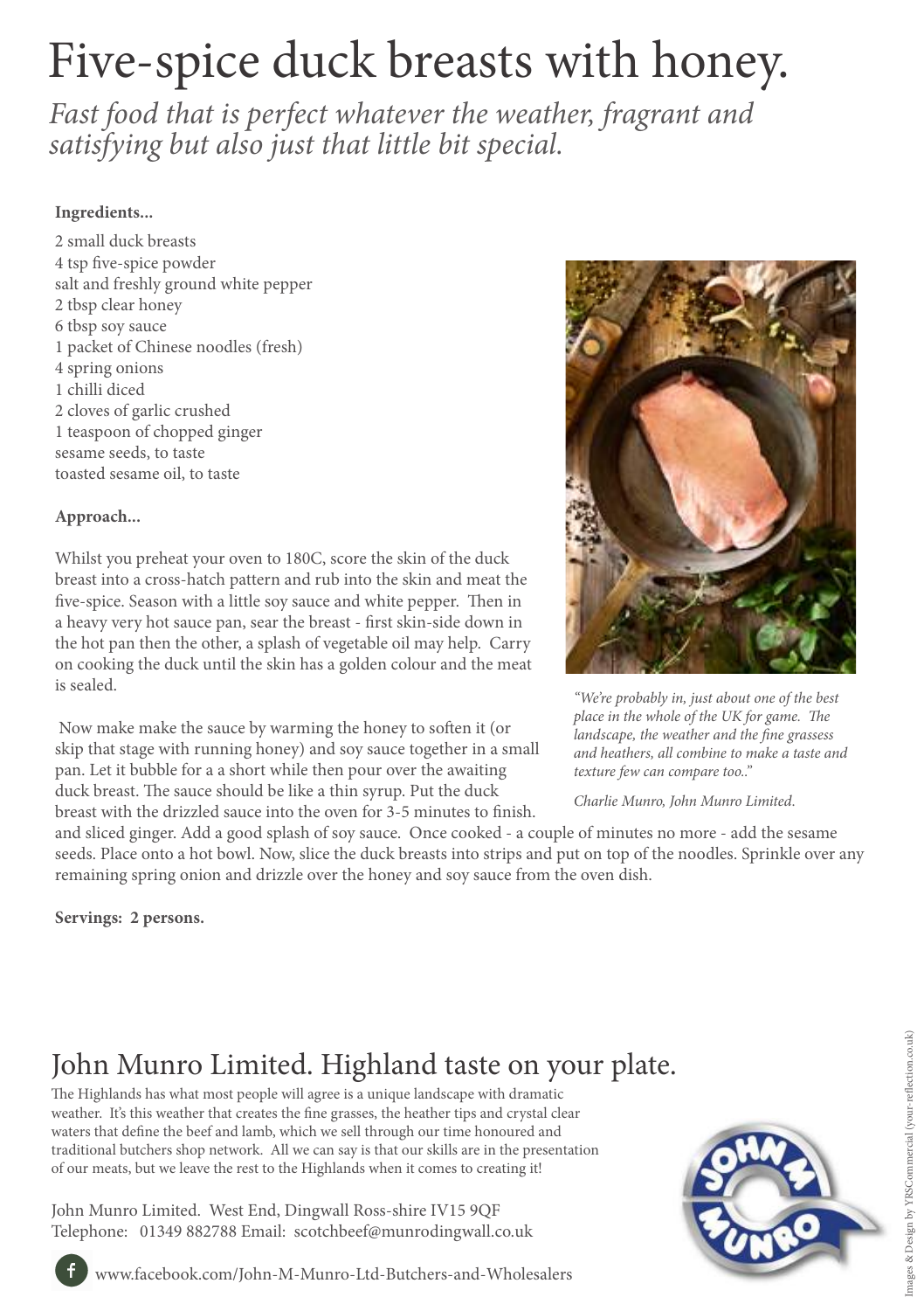// Five-spice duck breasts with honey.

*Fast food that is perfect whatever the weather, fragrant and satisfying but also just that little bit special.*

**Ingredients...**

2 small duck breasts
4 tsp five-spice powder
salt and freshly ground white pepper
2 tbsp clear honey
6 tbsp soy sauce
1 packet of Chinese noodles (fresh)
4 spring onions
1 chilli diced
2 cloves of garlic crushed
1 teaspoon of chopped ginger
sesame seeds, to taste
toasted sesame oil, to taste

**Approach...**

Whilst you preheat your oven to 180C, score the skin of the duck breast into a cross-hatch pattern and rub into the skin and meat the five-spice. Season with a little soy sauce and white pepper. Then in a heavy very hot sauce pan, sear the breast - first skin-side down in the hot pan then the other, a splash of vegetable oil may help. Carry on cooking the duck until the skin has a golden colour and the meat is sealed.

Now make make the sauce by warming the honey to soften it (or skip that stage with running honey) and soy sauce together in a small pan. Let it bubble for a a short while then pour over the awaiting duck breast. The sauce should be like a thin syrup. Put the duck breast with the drizzled sauce into the oven for 3-5 minutes to finish.

and sliced ginger. Add a good splash of soy sauce. Once cooked - a couple of minutes no more - add the sesame seeds. Place onto a hot bowl. Now, slice the duck breasts into strips and put on top of the noodles. Sprinkle over any remaining spring onion and drizzle over the honey and soy sauce from the oven dish.

*"We're probably in, just about one of the best place in the whole of the UK for game. The landscape, the weather and the fine grassess and heathers, all combine to make a taste and texture few can compare too.."*

*Charlie Munro, John Munro Limited.*

**Servings: 2 persons.**

## John Munro Limited. Highland taste on your plate.

The Highlands has what most people will agree is a unique landscape with dramatic weather. It's this weather that creates the fine grasses, the heather tips and crystal clear waters that define the beef and lamb, which we sell through our time honoured and traditional butchers shop network. All we can say is that our skills are in the presentation of our meats, but we leave the rest to the Highlands when it comes to creating it!

John Munro Limited. West End, Dingwall Ross-shire IV15 9QF
Telephone: 01349 882788 Email: scotchbeef@munrodingwall.co.uk

www.facebook.com/John-M-Munro-Ltd-Butchers-and-Wholesalers

Images & Design by YRSCommercial (your-reflection.co.uk)